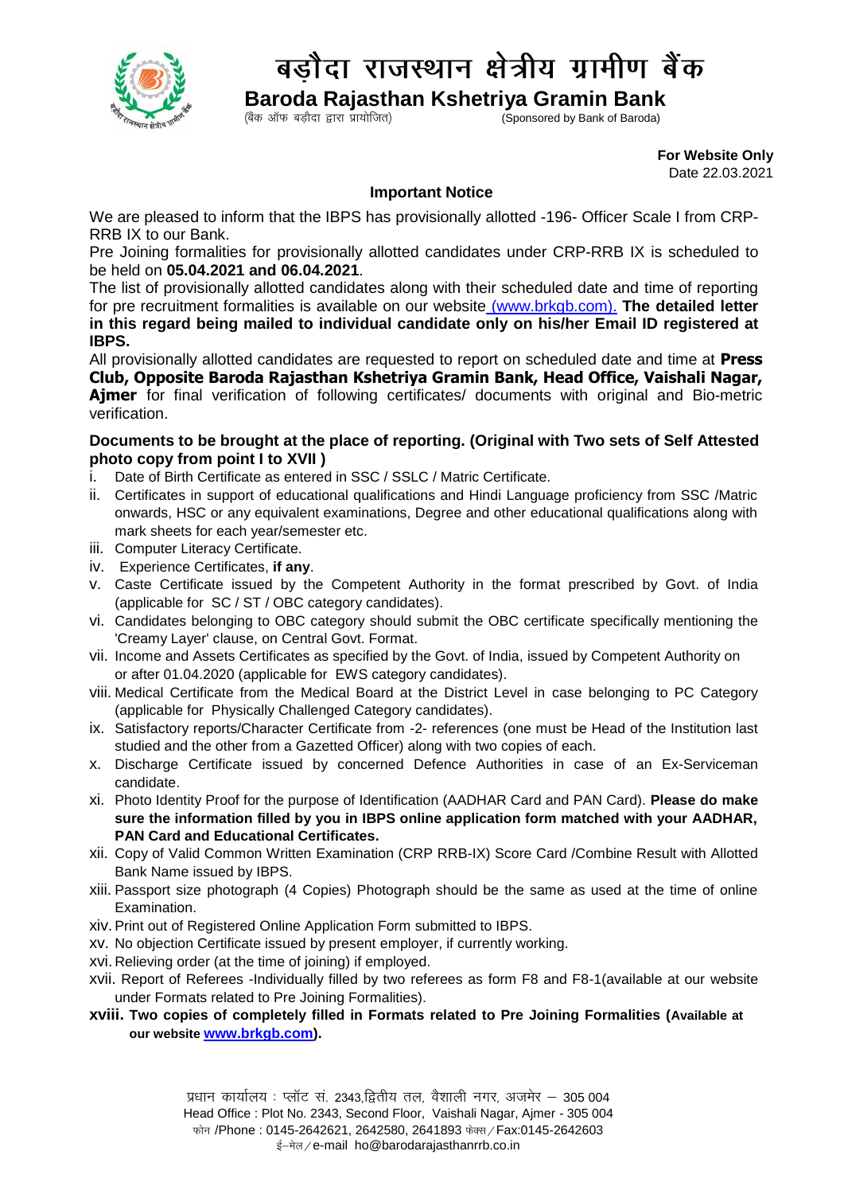# बड़ौदा राजस्थान क्षेत्रीय ग्रामीण बैंक

## Baroda Rajasthan Kshetriya Gramin Bank

(बैंक ऑफ बड़ौदा द्वारा प्रायोजित) (Sponsored by Bank of Baroda)

**For Website Only**
Date 22.03.2021

### Important Notice

We are pleased to inform that the IBPS has provisionally allotted -196- Officer Scale I from CRP-RRB IX to our Bank.

Pre Joining formalities for provisionally allotted candidates under CRP-RRB IX is scheduled to be held on **05.04.2021 and 06.04.2021**.

The list of provisionally allotted candidates along with their scheduled date and time of reporting for pre recruitment formalities is available on our website (www.brkgb.com). **The detailed letter in this regard being mailed to individual candidate only on his/her Email ID registered at IBPS.**

All provisionally allotted candidates are requested to report on scheduled date and time at **Press Club, Opposite Baroda Rajasthan Kshetriya Gramin Bank, Head Office, Vaishali Nagar, Ajmer** for final verification of following certificates/ documents with original and Bio-metric verification.

**Documents to be brought at the place of reporting. (Original with Two sets of Self Attested photo copy from point I to XVII )**

i. Date of Birth Certificate as entered in SSC / SSLC / Matric Certificate.
ii. Certificates in support of educational qualifications and Hindi Language proficiency from SSC /Matric onwards, HSC or any equivalent examinations, Degree and other educational qualifications along with mark sheets for each year/semester etc.
iii. Computer Literacy Certificate.
iv. Experience Certificates, **if any**.
v. Caste Certificate issued by the Competent Authority in the format prescribed by Govt. of India (applicable for SC / ST / OBC category candidates).
vi. Candidates belonging to OBC category should submit the OBC certificate specifically mentioning the 'Creamy Layer' clause, on Central Govt. Format.
vii. Income and Assets Certificates as specified by the Govt. of India, issued by Competent Authority on or after 01.04.2020 (applicable for EWS category candidates).
viii. Medical Certificate from the Medical Board at the District Level in case belonging to PC Category (applicable for Physically Challenged Category candidates).
ix. Satisfactory reports/Character Certificate from -2- references (one must be Head of the Institution last studied and the other from a Gazetted Officer) along with two copies of each.
x. Discharge Certificate issued by concerned Defence Authorities in case of an Ex-Serviceman candidate.
xi. Photo Identity Proof for the purpose of Identification (AADHAR Card and PAN Card). **Please do make sure the information filled by you in IBPS online application form matched with your AADHAR, PAN Card and Educational Certificates.**
xii. Copy of Valid Common Written Examination (CRP RRB-IX) Score Card /Combine Result with Allotted Bank Name issued by IBPS.
xiii. Passport size photograph (4 Copies) Photograph should be the same as used at the time of online Examination.
xiv. Print out of Registered Online Application Form submitted to IBPS.
xv. No objection Certificate issued by present employer, if currently working.
xvi. Relieving order (at the time of joining) if employed.
xvii. Report of Referees -Individually filled by two referees as form F8 and F8-1(available at our website under Formats related to Pre Joining Formalities).
**xviii. Two copies of completely filled in Formats related to Pre Joining Formalities (Available at our website www.brkgb.com).**

प्रधान कार्यालय : प्लॉट सं. 2343,द्वितीय तल, वैशाली नगर, अजमेर – 305 004
Head Office : Plot No. 2343, Second Floor, Vaishali Nagar, Ajmer - 305 004
फोन /Phone : 0145-2642621, 2642580, 2641893 फेक्स / Fax:0145-2642603
ई–मेल / e-mail ho@barodarajasthanrrb.co.in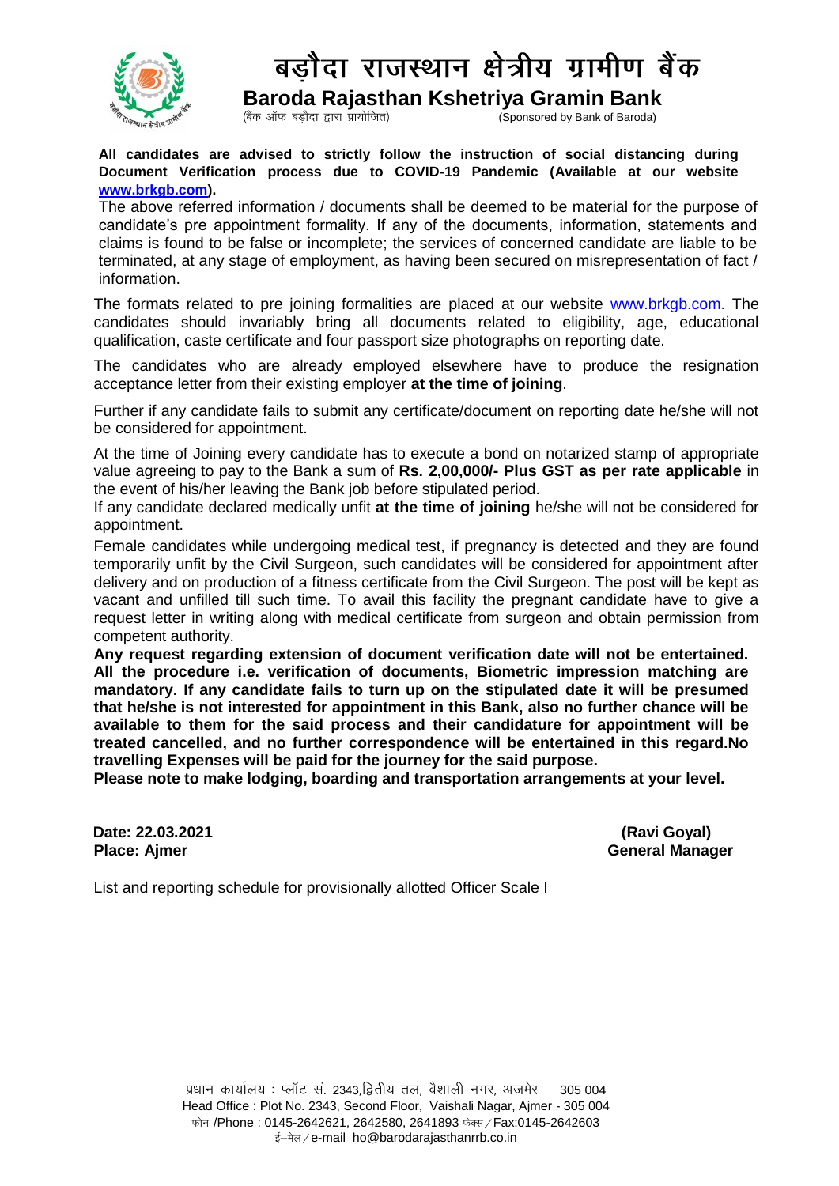# बड़ौदा राजस्थान क्षेत्रीय ग्रामीण बैंक

**Baroda Rajasthan Kshetriya Gramin Bank**

(बैंक ऑफ बड़ौदा द्वारा प्रायोजित) (Sponsored by Bank of Baroda)

**All candidates are advised to strictly follow the instruction of social distancing during Document Verification process due to COVID-19 Pandemic (Available at our website www.brkgb.com).**

The above referred information / documents shall be deemed to be material for the purpose of candidate's pre appointment formality. If any of the documents, information, statements and claims is found to be false or incomplete; the services of concerned candidate are liable to be terminated, at any stage of employment, as having been secured on misrepresentation of fact / information.

The formats related to pre joining formalities are placed at our website www.brkgb.com. The candidates should invariably bring all documents related to eligibility, age, educational qualification, caste certificate and four passport size photographs on reporting date.

The candidates who are already employed elsewhere have to produce the resignation acceptance letter from their existing employer **at the time of joining**.

Further if any candidate fails to submit any certificate/document on reporting date he/she will not be considered for appointment.

At the time of Joining every candidate has to execute a bond on notarized stamp of appropriate value agreeing to pay to the Bank a sum of **Rs. 2,00,000/- Plus GST as per rate applicable** in the event of his/her leaving the Bank job before stipulated period.

If any candidate declared medically unfit **at the time of joining** he/she will not be considered for appointment.

Female candidates while undergoing medical test, if pregnancy is detected and they are found temporarily unfit by the Civil Surgeon, such candidates will be considered for appointment after delivery and on production of a fitness certificate from the Civil Surgeon. The post will be kept as vacant and unfilled till such time. To avail this facility the pregnant candidate have to give a request letter in writing along with medical certificate from surgeon and obtain permission from competent authority.

**Any request regarding extension of document verification date will not be entertained. All the procedure i.e. verification of documents, Biometric impression matching are mandatory. If any candidate fails to turn up on the stipulated date it will be presumed that he/she is not interested for appointment in this Bank, also no further chance will be available to them for the said process and their candidature for appointment will be treated cancelled, and no further correspondence will be entertained in this regard.No travelling Expenses will be paid for the journey for the said purpose.**

**Please note to make lodging, boarding and transportation arrangements at your level.**

**Date: 22.03.2021**
**Place: Ajmer**

**(Ravi Goyal)**
**General Manager**

List and reporting schedule for provisionally allotted Officer Scale I

प्रधान कार्यालय : प्लॉट सं. 2343,द्वितीय तल, वैशाली नगर, अजमेर – 305 004
Head Office : Plot No. 2343, Second Floor, Vaishali Nagar, Ajmer - 305 004
फोन /Phone : 0145-2642621, 2642580, 2641893 फेक्स / Fax:0145-2642603
ई–मेल / e-mail ho@barodarajasthanrrb.co.in